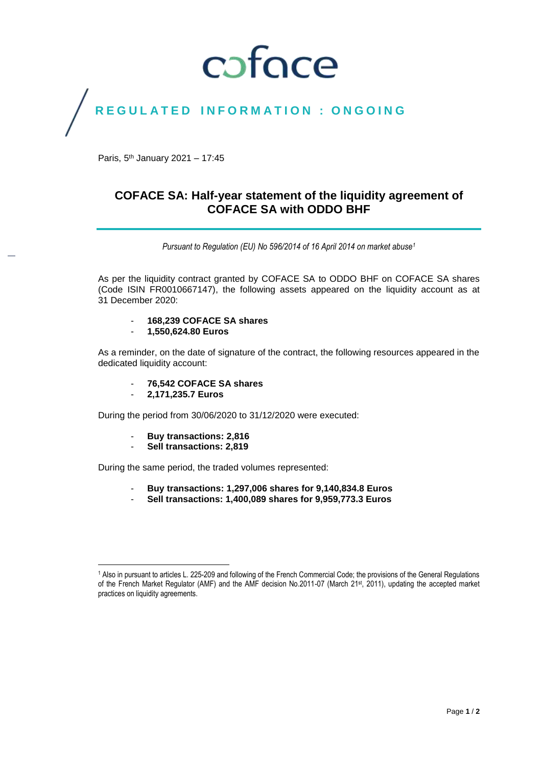coface

**REGULATED INFORMATION : ONGOING**

Paris, 5th January 2021 – 17:45

# COFACE SA: Half-year statement of the liquidity agreement of COFACE SA with ODDO BHF

*Pursuant to Regulation (EU) No 596/2014 of 16 April 2014 on market abuse[1]*

As per the liquidity contract granted by COFACE SA to ODDO BHF on COFACE SA shares (Code ISIN FR0010667147), the following assets appeared on the liquidity account as at 31 December 2020:

- **168,239 COFACE SA shares**
- **1,550,624.80 Euros**

As a reminder, on the date of signature of the contract, the following resources appeared in the dedicated liquidity account:

- **76,542 COFACE SA shares**
- **2,171,235.7 Euros**

During the period from 30/06/2020 to 31/12/2020 were executed:

- **Buy transactions: 2,816**
- **Sell transactions: 2,819**

During the same period, the traded volumes represented:

- **Buy transactions: 1,297,006 shares for 9,140,834.8 Euros**
- **Sell transactions: 1,400,089 shares for 9,959,773.3 Euros**

[1] Also in pursuant to articles L. 225-209 and following of the French Commercial Code; the provisions of the General Regulations of the French Market Regulator (AMF) and the AMF decision No.2011-07 (March 21st, 2011), updating the accepted market practices on liquidity agreements.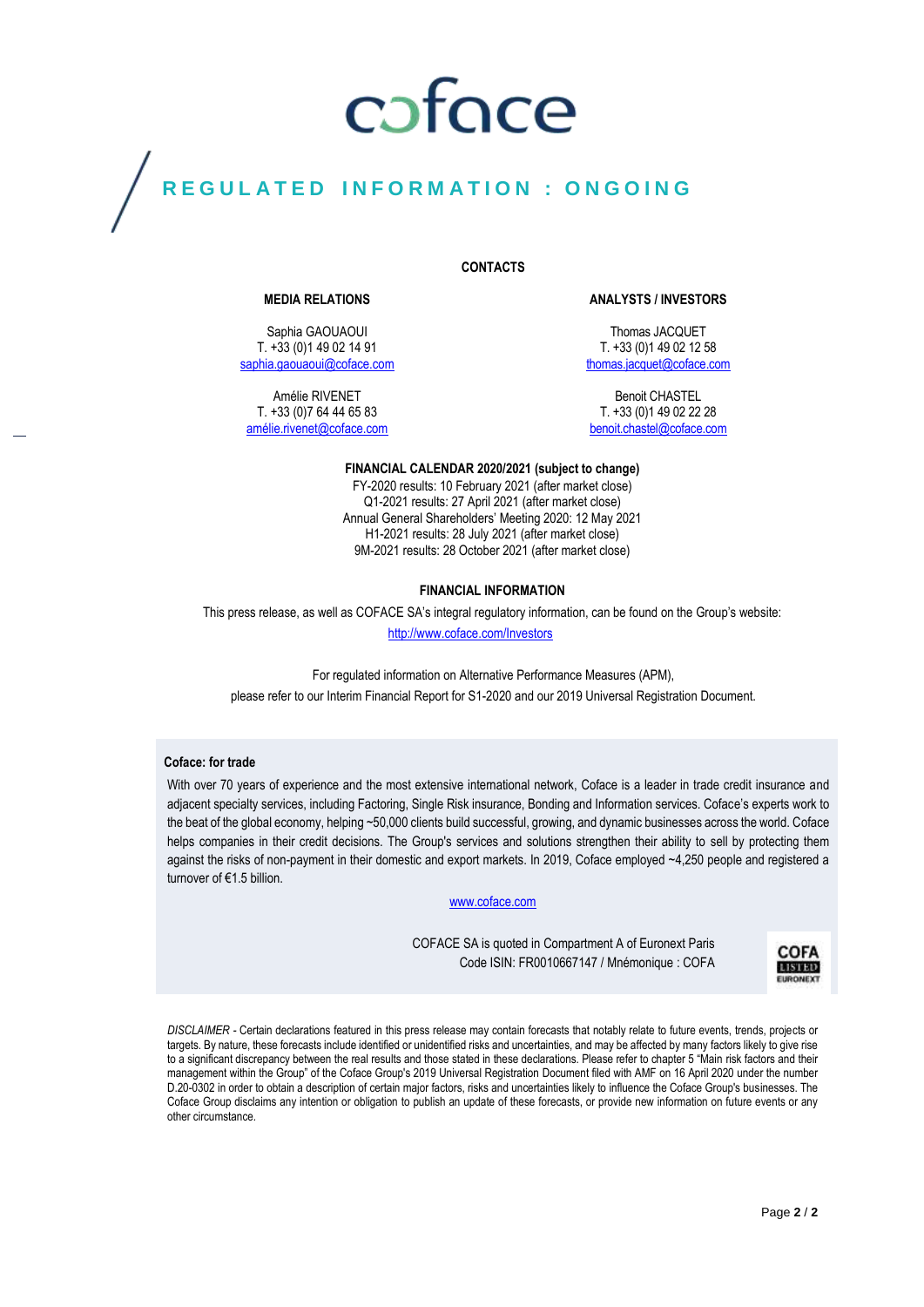# REGULATED INFORMATION : ONGOING

**CONTACTS**

**MEDIA RELATIONS**

Saphia GAOUAOUI
T. +33 (0)1 49 02 14 91
saphia.gaouaoui@coface.com

Amélie RIVENET
T. +33 (0)7 64 44 65 83
amélie.rivenet@coface.com

**ANALYSTS / INVESTORS**

Thomas JACQUET
T. +33 (0)1 49 02 12 58
thomas.jacquet@coface.com

Benoit CHASTEL
T. +33 (0)1 49 02 22 28
benoit.chastel@coface.com

**FINANCIAL CALENDAR 2020/2021 (subject to change)**

FY-2020 results: 10 February 2021 (after market close)
Q1-2021 results: 27 April 2021 (after market close)
Annual General Shareholders' Meeting 2020: 12 May 2021
H1-2021 results: 28 July 2021 (after market close)
9M-2021 results: 28 October 2021 (after market close)

**FINANCIAL INFORMATION**

This press release, as well as COFACE SA's integral regulatory information, can be found on the Group's website:
http://www.coface.com/Investors

For regulated information on Alternative Performance Measures (APM),
please refer to our Interim Financial Report for S1-2020 and our 2019 Universal Registration Document.

**Coface: for trade**

With over 70 years of experience and the most extensive international network, Coface is a leader in trade credit insurance and adjacent specialty services, including Factoring, Single Risk insurance, Bonding and Information services. Coface's experts work to the beat of the global economy, helping ~50,000 clients build successful, growing, and dynamic businesses across the world. Coface helps companies in their credit decisions. The Group's services and solutions strengthen their ability to sell by protecting them against the risks of non-payment in their domestic and export markets. In 2019, Coface employed ~4,250 people and registered a turnover of €1.5 billion.

www.coface.com

COFACE SA is quoted in Compartment A of Euronext Paris
Code ISIN: FR0010667147 / Mnémonique : COFA

COFA LISTED EURONEXT

*DISCLAIMER* - Certain declarations featured in this press release may contain forecasts that notably relate to future events, trends, projects or targets. By nature, these forecasts include identified or unidentified risks and uncertainties, and may be affected by many factors likely to give rise to a significant discrepancy between the real results and those stated in these declarations. Please refer to chapter 5 "Main risk factors and their management within the Group" of the Coface Group's 2019 Universal Registration Document filed with AMF on 16 April 2020 under the number D.20-0302 in order to obtain a description of certain major factors, risks and uncertainties likely to influence the Coface Group's businesses. The Coface Group disclaims any intention or obligation to publish an update of these forecasts, or provide new information on future events or any other circumstance.